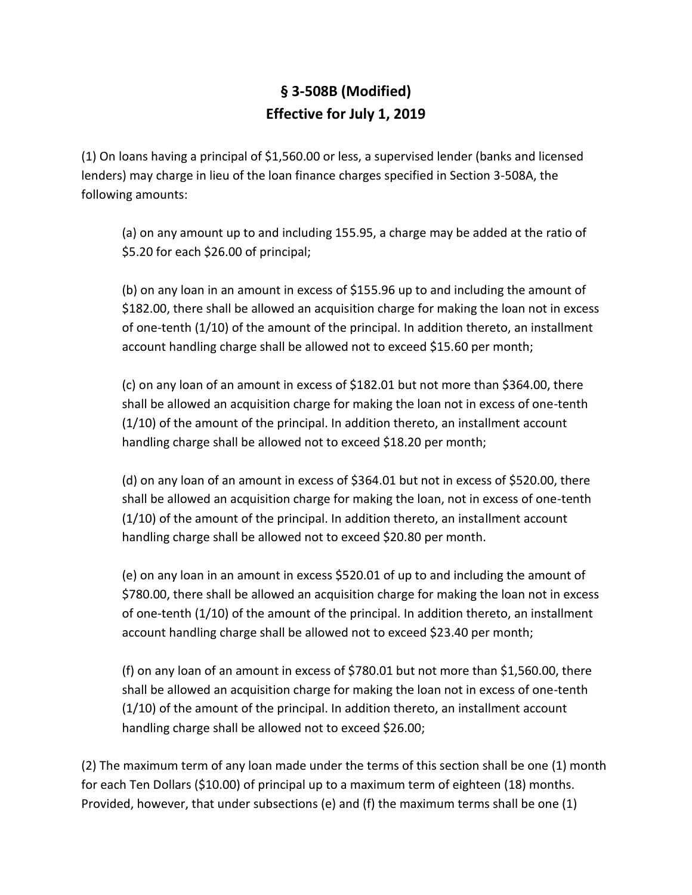# § 3-508B (Modified)
# Effective for July 1, 2019

(1) On loans having a principal of $1,560.00 or less, a supervised lender (banks and licensed lenders) may charge in lieu of the loan finance charges specified in Section 3-508A, the following amounts:

(a) on any amount up to and including 155.95, a charge may be added at the ratio of $5.20 for each $26.00 of principal;

(b) on any loan in an amount in excess of $155.96 up to and including the amount of $182.00, there shall be allowed an acquisition charge for making the loan not in excess of one-tenth (1/10) of the amount of the principal. In addition thereto, an installment account handling charge shall be allowed not to exceed $15.60 per month;

(c) on any loan of an amount in excess of $182.01 but not more than $364.00, there shall be allowed an acquisition charge for making the loan not in excess of one-tenth (1/10) of the amount of the principal. In addition thereto, an installment account handling charge shall be allowed not to exceed $18.20 per month;

(d) on any loan of an amount in excess of $364.01 but not in excess of $520.00, there shall be allowed an acquisition charge for making the loan, not in excess of one-tenth (1/10) of the amount of the principal. In addition thereto, an installment account handling charge shall be allowed not to exceed $20.80 per month.

(e) on any loan in an amount in excess $520.01 of up to and including the amount of $780.00, there shall be allowed an acquisition charge for making the loan not in excess of one-tenth (1/10) of the amount of the principal. In addition thereto, an installment account handling charge shall be allowed not to exceed $23.40 per month;

(f) on any loan of an amount in excess of $780.01 but not more than $1,560.00, there shall be allowed an acquisition charge for making the loan not in excess of one-tenth (1/10) of the amount of the principal. In addition thereto, an installment account handling charge shall be allowed not to exceed $26.00;

(2) The maximum term of any loan made under the terms of this section shall be one (1) month for each Ten Dollars ($10.00) of principal up to a maximum term of eighteen (18) months. Provided, however, that under subsections (e) and (f) the maximum terms shall be one (1)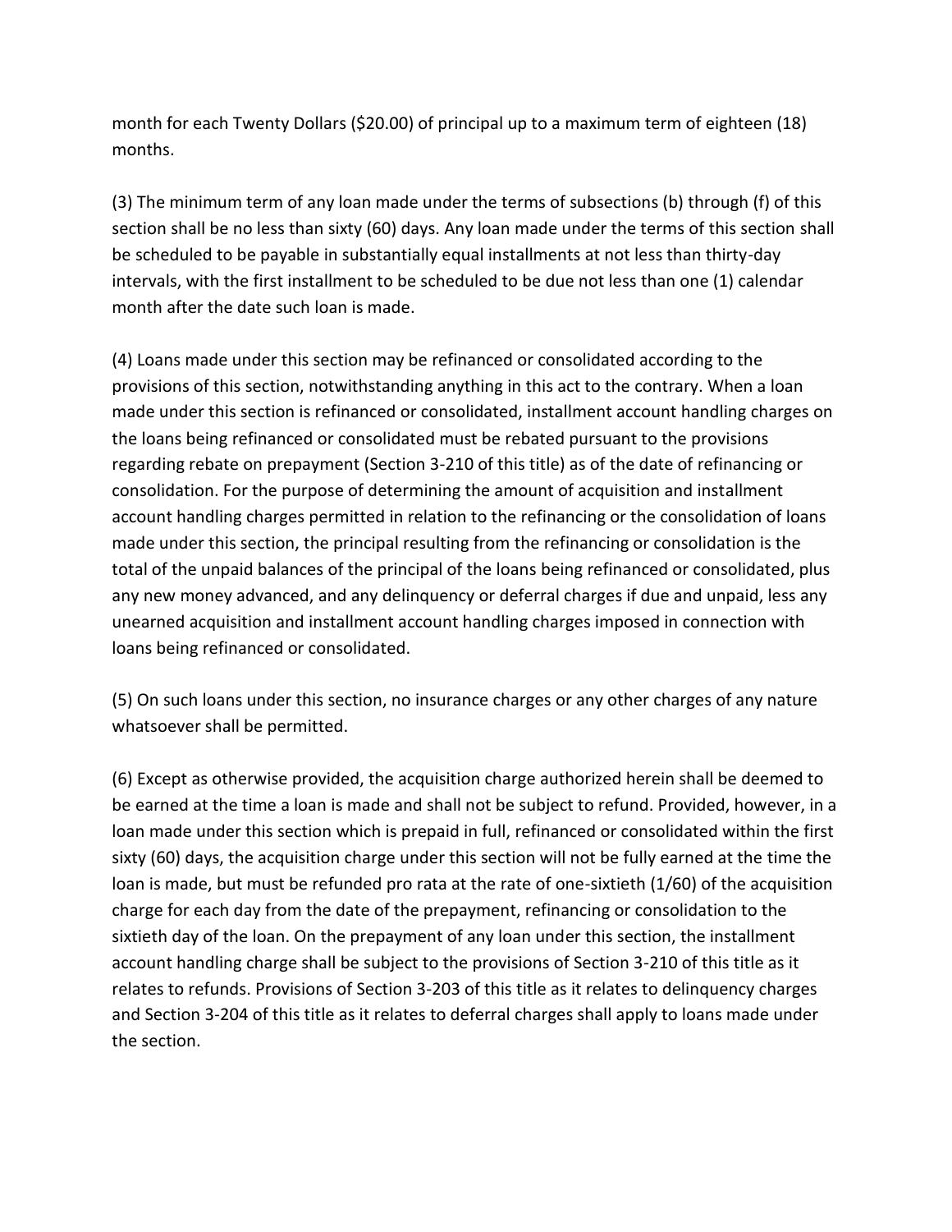month for each Twenty Dollars ($20.00) of principal up to a maximum term of eighteen (18) months.

(3) The minimum term of any loan made under the terms of subsections (b) through (f) of this section shall be no less than sixty (60) days. Any loan made under the terms of this section shall be scheduled to be payable in substantially equal installments at not less than thirty-day intervals, with the first installment to be scheduled to be due not less than one (1) calendar month after the date such loan is made.

(4) Loans made under this section may be refinanced or consolidated according to the provisions of this section, notwithstanding anything in this act to the contrary. When a loan made under this section is refinanced or consolidated, installment account handling charges on the loans being refinanced or consolidated must be rebated pursuant to the provisions regarding rebate on prepayment (Section 3-210 of this title) as of the date of refinancing or consolidation. For the purpose of determining the amount of acquisition and installment account handling charges permitted in relation to the refinancing or the consolidation of loans made under this section, the principal resulting from the refinancing or consolidation is the total of the unpaid balances of the principal of the loans being refinanced or consolidated, plus any new money advanced, and any delinquency or deferral charges if due and unpaid, less any unearned acquisition and installment account handling charges imposed in connection with loans being refinanced or consolidated.

(5) On such loans under this section, no insurance charges or any other charges of any nature whatsoever shall be permitted.

(6) Except as otherwise provided, the acquisition charge authorized herein shall be deemed to be earned at the time a loan is made and shall not be subject to refund. Provided, however, in a loan made under this section which is prepaid in full, refinanced or consolidated within the first sixty (60) days, the acquisition charge under this section will not be fully earned at the time the loan is made, but must be refunded pro rata at the rate of one-sixtieth (1/60) of the acquisition charge for each day from the date of the prepayment, refinancing or consolidation to the sixtieth day of the loan. On the prepayment of any loan under this section, the installment account handling charge shall be subject to the provisions of Section 3-210 of this title as it relates to refunds. Provisions of Section 3-203 of this title as it relates to delinquency charges and Section 3-204 of this title as it relates to deferral charges shall apply to loans made under the section.